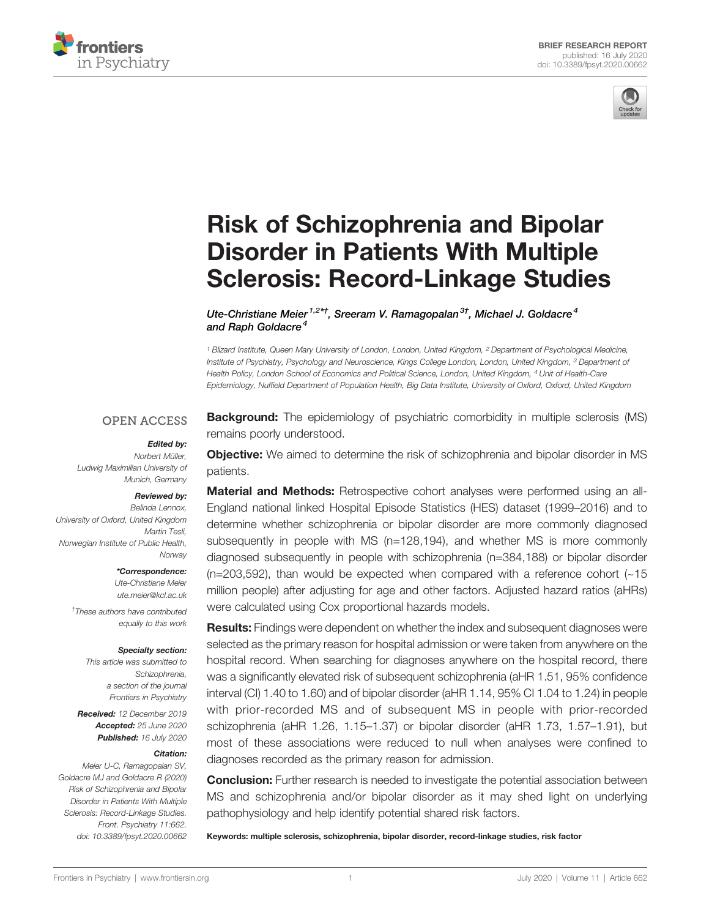BRIEF RESEARCH REPORT
published: 16 July 2020
doi: 10.3389/fpsyt.2020.00662

# Risk of Schizophrenia and Bipolar Disorder in Patients With Multiple Sclerosis: Record-Linkage Studies

*Ute-Christiane Meier[1,2*†], Sreeram V. Ramagopalan[3†], Michael J. Goldacre[4] and Raph Goldacre[4]*

[1] Blizard Institute, Queen Mary University of London, London, United Kingdom, [2] Department of Psychological Medicine, Institute of Psychiatry, Psychology and Neuroscience, Kings College London, London, United Kingdom, [3] Department of Health Policy, London School of Economics and Political Science, London, United Kingdom, [4] Unit of Health-Care Epidemiology, Nuffield Department of Population Health, Big Data Institute, University of Oxford, Oxford, United Kingdom

OPEN ACCESS

**Edited by:**
Norbert Müller,
Ludwig Maximilian University of Munich, Germany

**Reviewed by:**
Belinda Lennox,
University of Oxford, United Kingdom
Martin Tesli,
Norwegian Institute of Public Health, Norway

***Correspondence:**
Ute-Christiane Meier
ute.meier@kcl.ac.uk

†These authors have contributed equally to this work

**Specialty section:**
This article was submitted to Schizophrenia, a section of the journal Frontiers in Psychiatry

**Received:** 12 December 2019
**Accepted:** 25 June 2020
**Published:** 16 July 2020

**Citation:**
Meier U-C, Ramagopalan SV, Goldacre MJ and Goldacre R (2020) Risk of Schizophrenia and Bipolar Disorder in Patients With Multiple Sclerosis: Record-Linkage Studies. Front. Psychiatry 11:662. doi: 10.3389/fpsyt.2020.00662

**Background:** The epidemiology of psychiatric comorbidity in multiple sclerosis (MS) remains poorly understood.

**Objective:** We aimed to determine the risk of schizophrenia and bipolar disorder in MS patients.

**Material and Methods:** Retrospective cohort analyses were performed using an all-England national linked Hospital Episode Statistics (HES) dataset (1999–2016) and to determine whether schizophrenia or bipolar disorder are more commonly diagnosed subsequently in people with MS (n=128,194), and whether MS is more commonly diagnosed subsequently in people with schizophrenia (n=384,188) or bipolar disorder (n=203,592), than would be expected when compared with a reference cohort (~15 million people) after adjusting for age and other factors. Adjusted hazard ratios (aHRs) were calculated using Cox proportional hazards models.

**Results:** Findings were dependent on whether the index and subsequent diagnoses were selected as the primary reason for hospital admission or were taken from anywhere on the hospital record. When searching for diagnoses anywhere on the hospital record, there was a significantly elevated risk of subsequent schizophrenia (aHR 1.51, 95% confidence interval (CI) 1.40 to 1.60) and of bipolar disorder (aHR 1.14, 95% CI 1.04 to 1.24) in people with prior-recorded MS and of subsequent MS in people with prior-recorded schizophrenia (aHR 1.26, 1.15–1.37) or bipolar disorder (aHR 1.73, 1.57–1.91), but most of these associations were reduced to null when analyses were confined to diagnoses recorded as the primary reason for admission.

**Conclusion:** Further research is needed to investigate the potential association between MS and schizophrenia and/or bipolar disorder as it may shed light on underlying pathophysiology and help identify potential shared risk factors.

**Keywords: multiple sclerosis, schizophrenia, bipolar disorder, record-linkage studies, risk factor**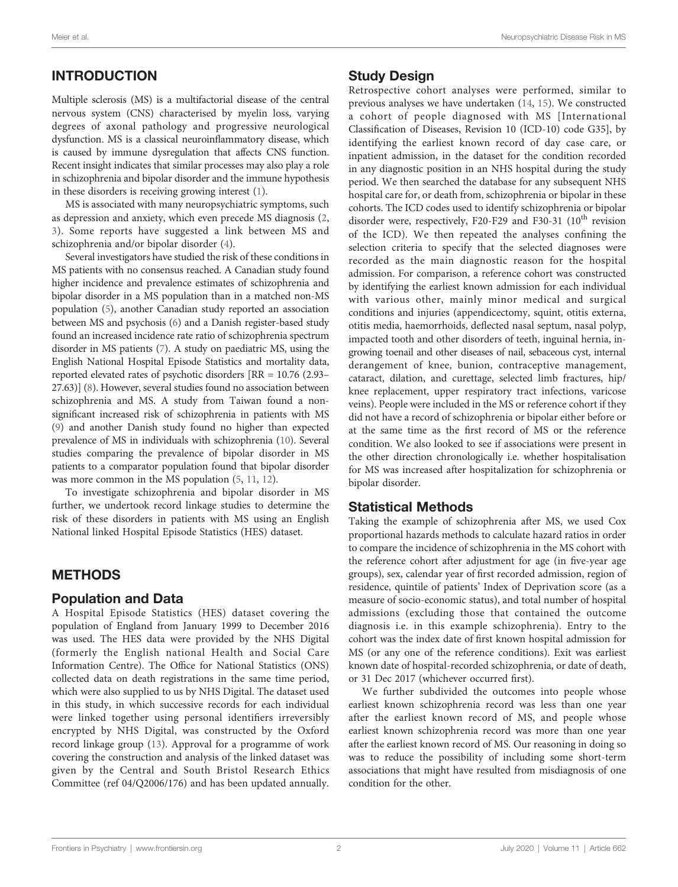## INTRODUCTION

Multiple sclerosis (MS) is a multifactorial disease of the central nervous system (CNS) characterised by myelin loss, varying degrees of axonal pathology and progressive neurological dysfunction. MS is a classical neuroinflammatory disease, which is caused by immune dysregulation that affects CNS function. Recent insight indicates that similar processes may also play a role in schizophrenia and bipolar disorder and the immune hypothesis in these disorders is receiving growing interest (1).

MS is associated with many neuropsychiatric symptoms, such as depression and anxiety, which even precede MS diagnosis (2, 3). Some reports have suggested a link between MS and schizophrenia and/or bipolar disorder (4).

Several investigators have studied the risk of these conditions in MS patients with no consensus reached. A Canadian study found higher incidence and prevalence estimates of schizophrenia and bipolar disorder in a MS population than in a matched non-MS population (5), another Canadian study reported an association between MS and psychosis (6) and a Danish register-based study found an increased incidence rate ratio of schizophrenia spectrum disorder in MS patients (7). A study on paediatric MS, using the English National Hospital Episode Statistics and mortality data, reported elevated rates of psychotic disorders [RR = 10.76 (2.93–27.63)] (8). However, several studies found no association between schizophrenia and MS. A study from Taiwan found a non-significant increased risk of schizophrenia in patients with MS (9) and another Danish study found no higher than expected prevalence of MS in individuals with schizophrenia (10). Several studies comparing the prevalence of bipolar disorder in MS patients to a comparator population found that bipolar disorder was more common in the MS population (5, 11, 12).

To investigate schizophrenia and bipolar disorder in MS further, we undertook record linkage studies to determine the risk of these disorders in patients with MS using an English National linked Hospital Episode Statistics (HES) dataset.

## METHODS

### Population and Data

A Hospital Episode Statistics (HES) dataset covering the population of England from January 1999 to December 2016 was used. The HES data were provided by the NHS Digital (formerly the English national Health and Social Care Information Centre). The Office for National Statistics (ONS) collected data on death registrations in the same time period, which were also supplied to us by NHS Digital. The dataset used in this study, in which successive records for each individual were linked together using personal identifiers irreversibly encrypted by NHS Digital, was constructed by the Oxford record linkage group (13). Approval for a programme of work covering the construction and analysis of the linked dataset was given by the Central and South Bristol Research Ethics Committee (ref 04/Q2006/176) and has been updated annually.

### Study Design

Retrospective cohort analyses were performed, similar to previous analyses we have undertaken (14, 15). We constructed a cohort of people diagnosed with MS [International Classification of Diseases, Revision 10 (ICD-10) code G35], by identifying the earliest known record of day case care, or inpatient admission, in the dataset for the condition recorded in any diagnostic position in an NHS hospital during the study period. We then searched the database for any subsequent NHS hospital care for, or death from, schizophrenia or bipolar in these cohorts. The ICD codes used to identify schizophrenia or bipolar disorder were, respectively, F20-F29 and F30-31 (10th revision of the ICD). We then repeated the analyses confining the selection criteria to specify that the selected diagnoses were recorded as the main diagnostic reason for the hospital admission. For comparison, a reference cohort was constructed by identifying the earliest known admission for each individual with various other, mainly minor medical and surgical conditions and injuries (appendicectomy, squint, otitis externa, otitis media, haemorrhoids, deflected nasal septum, nasal polyp, impacted tooth and other disorders of teeth, inguinal hernia, in-growing toenail and other diseases of nail, sebaceous cyst, internal derangement of knee, bunion, contraceptive management, cataract, dilation, and curettage, selected limb fractures, hip/knee replacement, upper respiratory tract infections, varicose veins). People were included in the MS or reference cohort if they did not have a record of schizophrenia or bipolar either before or at the same time as the first record of MS or the reference condition. We also looked to see if associations were present in the other direction chronologically i.e. whether hospitalisation for MS was increased after hospitalization for schizophrenia or bipolar disorder.

### Statistical Methods

Taking the example of schizophrenia after MS, we used Cox proportional hazards methods to calculate hazard ratios in order to compare the incidence of schizophrenia in the MS cohort with the reference cohort after adjustment for age (in five-year age groups), sex, calendar year of first recorded admission, region of residence, quintile of patients' Index of Deprivation score (as a measure of socio-economic status), and total number of hospital admissions (excluding those that contained the outcome diagnosis i.e. in this example schizophrenia). Entry to the cohort was the index date of first known hospital admission for MS (or any one of the reference conditions). Exit was earliest known date of hospital-recorded schizophrenia, or date of death, or 31 Dec 2017 (whichever occurred first).

We further subdivided the outcomes into people whose earliest known schizophrenia record was less than one year after the earliest known record of MS, and people whose earliest known schizophrenia record was more than one year after the earliest known record of MS. Our reasoning in doing so was to reduce the possibility of including some short-term associations that might have resulted from misdiagnosis of one condition for the other.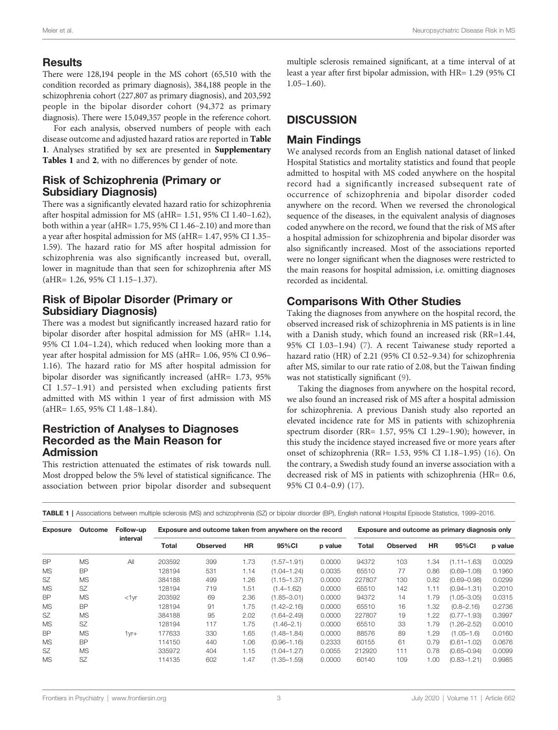## Results

There were 128,194 people in the MS cohort (65,510 with the condition recorded as primary diagnosis), 384,188 people in the schizophrenia cohort (227,807 as primary diagnosis), and 203,592 people in the bipolar disorder cohort (94,372 as primary diagnosis). There were 15,049,357 people in the reference cohort.

For each analysis, observed numbers of people with each disease outcome and adjusted hazard ratios are reported in **Table 1**. Analyses stratified by sex are presented in **Supplementary Tables 1** and **2**, with no differences by gender of note.

### Risk of Schizophrenia (Primary or Subsidiary Diagnosis)

There was a significantly elevated hazard ratio for schizophrenia after hospital admission for MS (aHR= 1.51, 95% CI 1.40–1.62), both within a year (aHR= 1.75, 95% CI 1.46–2.10) and more than a year after hospital admission for MS (aHR= 1.47, 95% CI 1.35–1.59). The hazard ratio for MS after hospital admission for schizophrenia was also significantly increased but, overall, lower in magnitude than that seen for schizophrenia after MS (aHR= 1.26, 95% CI 1.15–1.37).

### Risk of Bipolar Disorder (Primary or Subsidiary Diagnosis)

There was a modest but significantly increased hazard ratio for bipolar disorder after hospital admission for MS (aHR= 1.14, 95% CI 1.04–1.24), which reduced when looking more than a year after hospital admission for MS (aHR= 1.06, 95% CI 0.96–1.16). The hazard ratio for MS after hospital admission for bipolar disorder was significantly increased (aHR= 1.73, 95% CI 1.57–1.91) and persisted when excluding patients first admitted with MS within 1 year of first admission with MS (aHR= 1.65, 95% CI 1.48–1.84).

### Restriction of Analyses to Diagnoses Recorded as the Main Reason for Admission

This restriction attenuated the estimates of risk towards null. Most dropped below the 5% level of statistical significance. The association between prior bipolar disorder and subsequent multiple sclerosis remained significant, at a time interval of at least a year after first bipolar admission, with HR= 1.29 (95% CI 1.05–1.60).

## DISCUSSION

### Main Findings

We analysed records from an English national dataset of linked Hospital Statistics and mortality statistics and found that people admitted to hospital with MS coded anywhere on the hospital record had a significantly increased subsequent rate of occurrence of schizophrenia and bipolar disorder coded anywhere on the record. When we reversed the chronological sequence of the diseases, in the equivalent analysis of diagnoses coded anywhere on the record, we found that the risk of MS after a hospital admission for schizophrenia and bipolar disorder was also significantly increased. Most of the associations reported were no longer significant when the diagnoses were restricted to the main reasons for hospital admission, i.e. omitting diagnoses recorded as incidental.

### Comparisons With Other Studies

Taking the diagnoses from anywhere on the hospital record, the observed increased risk of schizophrenia in MS patients is in line with a Danish study, which found an increased risk (RR=1.44, 95% CI 1.03–1.94) (7). A recent Taiwanese study reported a hazard ratio (HR) of 2.21 (95% CI 0.52–9.34) for schizophrenia after MS, similar to our rate ratio of 2.08, but the Taiwan finding was not statistically significant (9).

Taking the diagnoses from anywhere on the hospital record, we also found an increased risk of MS after a hospital admission for schizophrenia. A previous Danish study also reported an elevated incidence rate for MS in patients with schizophrenia spectrum disorder (RR= 1.57, 95% CI 1.29–1.90); however, in this study the incidence stayed increased five or more years after onset of schizophrenia (RR= 1.53, 95% CI 1.18–1.95) (16). On the contrary, a Swedish study found an inverse association with a decreased risk of MS in patients with schizophrenia (HR= 0.6, 95% CI 0.4–0.9) (17).

**TABLE 1** | Associations between multiple sclerosis (MS) and schizophrenia (SZ) or bipolar disorder (BP), English national Hospital Episode Statistics, 1999–2016.

| Exposure | Outcome | Follow-up interval | Exposure and outcome taken from anywhere on the record | | | | | Exposure and outcome as primary diagnosis only | | | | |
|---|---|---|---|---|---|---|---|---|---|---|---|---|
| | | | Total | Observed | HR | 95%CI | p value | Total | Observed | HR | 95%CI | p value |
| BP | MS | All | 203592 | 399 | 1.73 | (1.57–1.91) | 0.0000 | 94372 | 103 | 1.34 | (1.11–1.63) | 0.0029 |
| MS | BP | | 128194 | 531 | 1.14 | (1.04–1.24) | 0.0035 | 65510 | 77 | 0.86 | (0.69–1.08) | 0.1960 |
| SZ | MS | | 384188 | 499 | 1.26 | (1.15–1.37) | 0.0000 | 227807 | 130 | 0.82 | (0.69–0.98) | 0.0299 |
| MS | SZ | | 128194 | 719 | 1.51 | (1.4–1.62) | 0.0000 | 65510 | 142 | 1.11 | (0.94–1.31) | 0.2010 |
| BP | MS | <1yr | 203592 | 69 | 2.36 | (1.85–3.01) | 0.0000 | 94372 | 14 | 1.79 | (1.05–3.05) | 0.0315 |
| MS | BP | | 128194 | 91 | 1.75 | (1.42–2.16) | 0.0000 | 65510 | 16 | 1.32 | (0.8–2.16) | 0.2736 |
| SZ | MS | | 384188 | 95 | 2.02 | (1.64–2.49) | 0.0000 | 227807 | 19 | 1.22 | (0.77–1.93) | 0.3997 |
| MS | SZ | | 128194 | 117 | 1.75 | (1.46–2.1) | 0.0000 | 65510 | 33 | 1.79 | (1.26–2.52) | 0.0010 |
| BP | MS | 1yr+ | 177633 | 330 | 1.65 | (1.48–1.84) | 0.0000 | 88576 | 89 | 1.29 | (1.05–1.6) | 0.0160 |
| MS | BP | | 114150 | 440 | 1.06 | (0.96–1.16) | 0.2333 | 60155 | 61 | 0.79 | (0.61–1.02) | 0.0676 |
| SZ | MS | | 335972 | 404 | 1.15 | (1.04–1.27) | 0.0055 | 212920 | 111 | 0.78 | (0.65–0.94) | 0.0099 |
| MS | SZ | | 114135 | 602 | 1.47 | (1.35–1.59) | 0.0000 | 60140 | 109 | 1.00 | (0.83–1.21) | 0.9985 |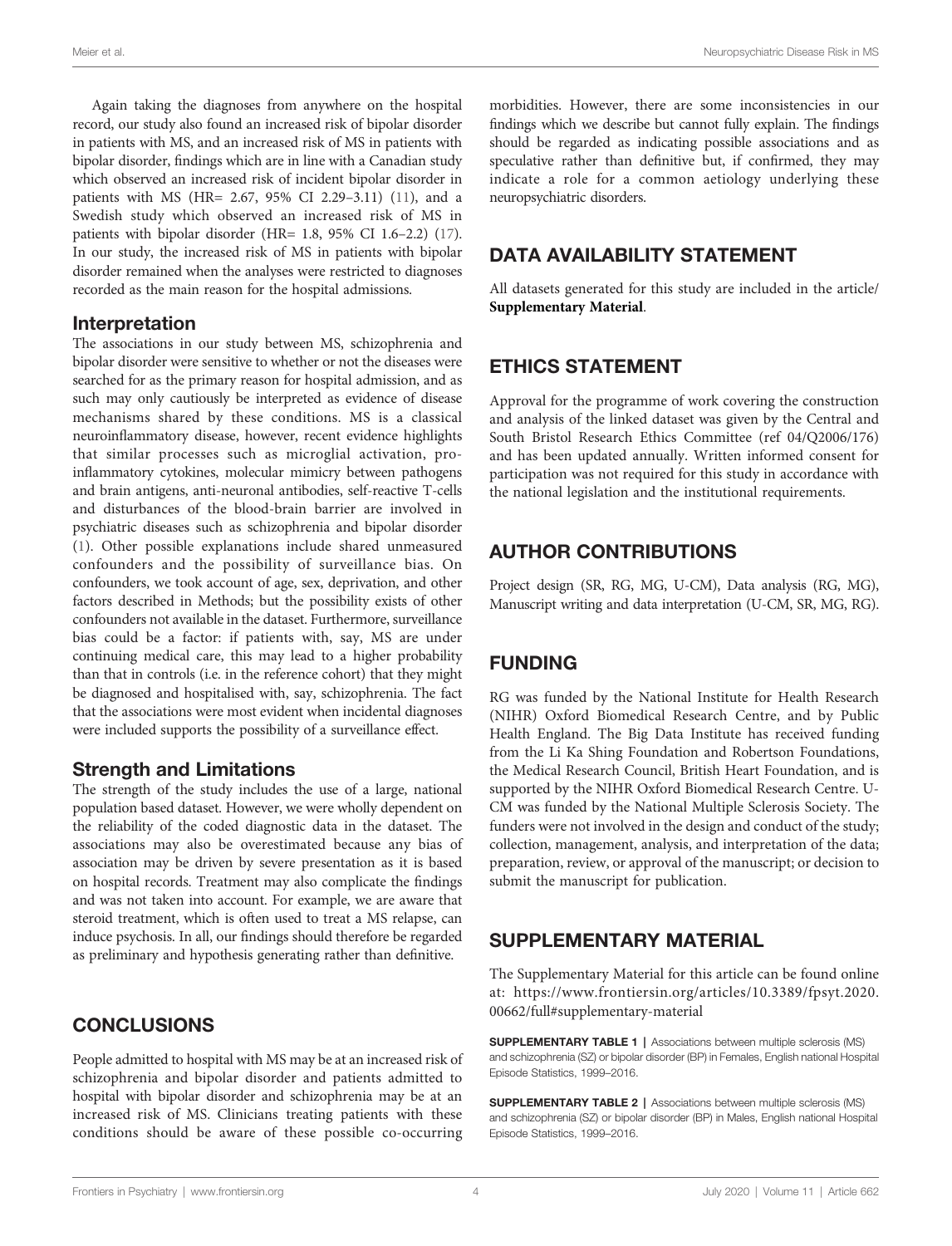Again taking the diagnoses from anywhere on the hospital record, our study also found an increased risk of bipolar disorder in patients with MS, and an increased risk of MS in patients with bipolar disorder, findings which are in line with a Canadian study which observed an increased risk of incident bipolar disorder in patients with MS (HR= 2.67, 95% CI 2.29–3.11) (11), and a Swedish study which observed an increased risk of MS in patients with bipolar disorder (HR= 1.8, 95% CI 1.6–2.2) (17). In our study, the increased risk of MS in patients with bipolar disorder remained when the analyses were restricted to diagnoses recorded as the main reason for the hospital admissions.

### Interpretation

The associations in our study between MS, schizophrenia and bipolar disorder were sensitive to whether or not the diseases were searched for as the primary reason for hospital admission, and as such may only cautiously be interpreted as evidence of disease mechanisms shared by these conditions. MS is a classical neuroinflammatory disease, however, recent evidence highlights that similar processes such as microglial activation, pro-inflammatory cytokines, molecular mimicry between pathogens and brain antigens, anti-neuronal antibodies, self-reactive T-cells and disturbances of the blood-brain barrier are involved in psychiatric diseases such as schizophrenia and bipolar disorder (1). Other possible explanations include shared unmeasured confounders and the possibility of surveillance bias. On confounders, we took account of age, sex, deprivation, and other factors described in Methods; but the possibility exists of other confounders not available in the dataset. Furthermore, surveillance bias could be a factor: if patients with, say, MS are under continuing medical care, this may lead to a higher probability than that in controls (i.e. in the reference cohort) that they might be diagnosed and hospitalised with, say, schizophrenia. The fact that the associations were most evident when incidental diagnoses were included supports the possibility of a surveillance effect.

### Strength and Limitations

The strength of the study includes the use of a large, national population based dataset. However, we were wholly dependent on the reliability of the coded diagnostic data in the dataset. The associations may also be overestimated because any bias of association may be driven by severe presentation as it is based on hospital records. Treatment may also complicate the findings and was not taken into account. For example, we are aware that steroid treatment, which is often used to treat a MS relapse, can induce psychosis. In all, our findings should therefore be regarded as preliminary and hypothesis generating rather than definitive.

## CONCLUSIONS

People admitted to hospital with MS may be at an increased risk of schizophrenia and bipolar disorder and patients admitted to hospital with bipolar disorder and schizophrenia may be at an increased risk of MS. Clinicians treating patients with these conditions should be aware of these possible co-occurring morbidities. However, there are some inconsistencies in our findings which we describe but cannot fully explain. The findings should be regarded as indicating possible associations and as speculative rather than definitive but, if confirmed, they may indicate a role for a common aetiology underlying these neuropsychiatric disorders.

## DATA AVAILABILITY STATEMENT

All datasets generated for this study are included in the article/**Supplementary Material**.

## ETHICS STATEMENT

Approval for the programme of work covering the construction and analysis of the linked dataset was given by the Central and South Bristol Research Ethics Committee (ref 04/Q2006/176) and has been updated annually. Written informed consent for participation was not required for this study in accordance with the national legislation and the institutional requirements.

## AUTHOR CONTRIBUTIONS

Project design (SR, RG, MG, U-CM), Data analysis (RG, MG), Manuscript writing and data interpretation (U-CM, SR, MG, RG).

## FUNDING

RG was funded by the National Institute for Health Research (NIHR) Oxford Biomedical Research Centre, and by Public Health England. The Big Data Institute has received funding from the Li Ka Shing Foundation and Robertson Foundations, the Medical Research Council, British Heart Foundation, and is supported by the NIHR Oxford Biomedical Research Centre. U-CM was funded by the National Multiple Sclerosis Society. The funders were not involved in the design and conduct of the study; collection, management, analysis, and interpretation of the data; preparation, review, or approval of the manuscript; or decision to submit the manuscript for publication.

## SUPPLEMENTARY MATERIAL

The Supplementary Material for this article can be found online at: https://www.frontiersin.org/articles/10.3389/fpsyt.2020.00662/full#supplementary-material

**SUPPLEMENTARY TABLE 1** | Associations between multiple sclerosis (MS) and schizophrenia (SZ) or bipolar disorder (BP) in Females, English national Hospital Episode Statistics, 1999–2016.

**SUPPLEMENTARY TABLE 2** | Associations between multiple sclerosis (MS) and schizophrenia (SZ) or bipolar disorder (BP) in Males, English national Hospital Episode Statistics, 1999–2016.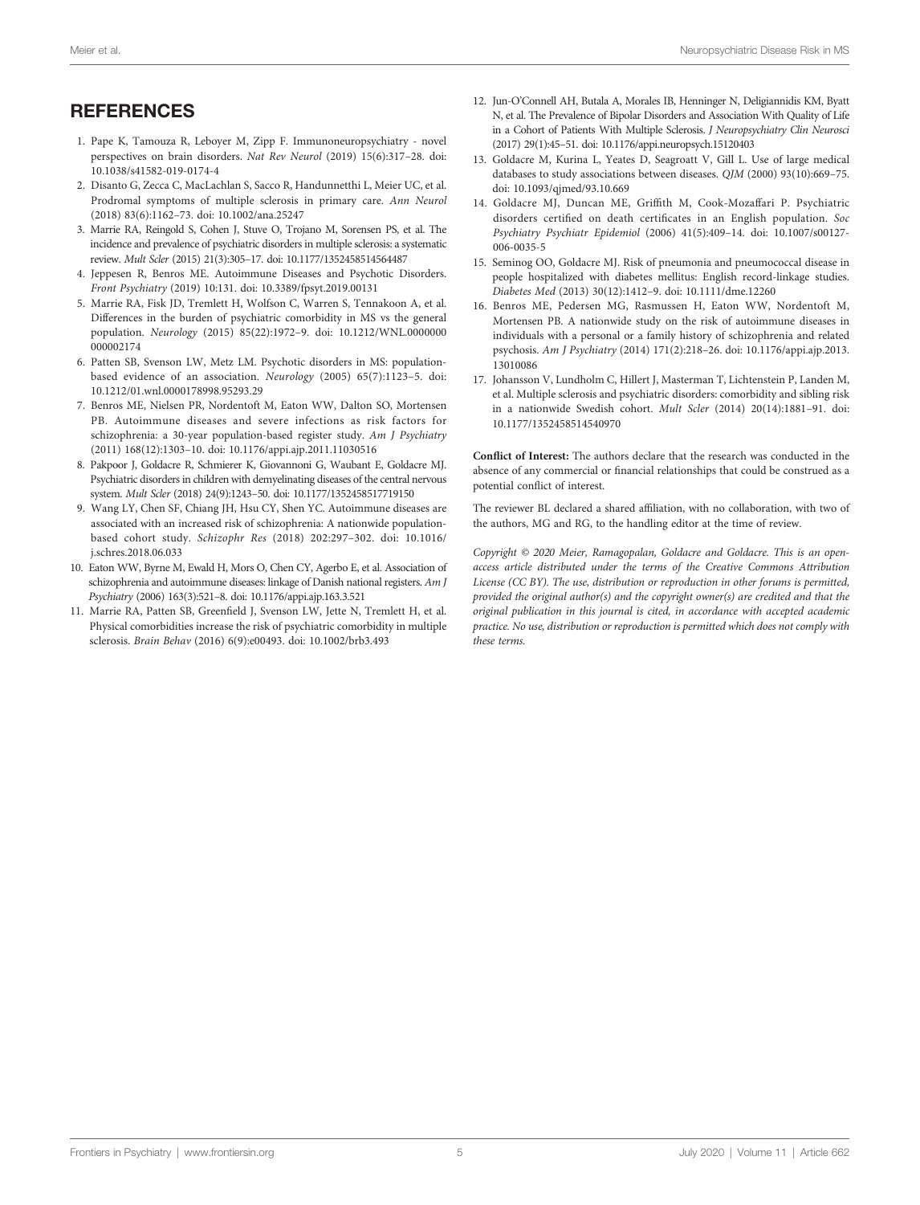## REFERENCES

1. Pape K, Tamouza R, Leboyer M, Zipp F. Immunoneuropsychiatry - novel perspectives on brain disorders. *Nat Rev Neurol* (2019) 15(6):317–28. doi: 10.1038/s41582-019-0174-4
2. Disanto G, Zecca C, MacLachlan S, Sacco R, Handunnetthi L, Meier UC, et al. Prodromal symptoms of multiple sclerosis in primary care. *Ann Neurol* (2018) 83(6):1162–73. doi: 10.1002/ana.25247
3. Marrie RA, Reingold S, Cohen J, Stuve O, Trojano M, Sorensen PS, et al. The incidence and prevalence of psychiatric disorders in multiple sclerosis: a systematic review. *Mult Scler* (2015) 21(3):305–17. doi: 10.1177/1352458514564487
4. Jeppesen R, Benros ME. Autoimmune Diseases and Psychotic Disorders. *Front Psychiatry* (2019) 10:131. doi: 10.3389/fpsyt.2019.00131
5. Marrie RA, Fisk JD, Tremlett H, Wolfson C, Warren S, Tennakoon A, et al. Differences in the burden of psychiatric comorbidity in MS vs the general population. *Neurology* (2015) 85(22):1972–9. doi: 10.1212/WNL.0000000000002174
6. Patten SB, Svenson LW, Metz LM. Psychotic disorders in MS: population-based evidence of an association. *Neurology* (2005) 65(7):1123–5. doi: 10.1212/01.wnl.0000178998.95293.29
7. Benros ME, Nielsen PR, Nordentoft M, Eaton WW, Dalton SO, Mortensen PB. Autoimmune diseases and severe infections as risk factors for schizophrenia: a 30-year population-based register study. *Am J Psychiatry* (2011) 168(12):1303–10. doi: 10.1176/appi.ajp.2011.11030516
8. Pakpoor J, Goldacre R, Schmierer K, Giovannoni G, Waubant E, Goldacre MJ. Psychiatric disorders in children with demyelinating diseases of the central nervous system. *Mult Scler* (2018) 24(9):1243–50. doi: 10.1177/1352458517719150
9. Wang LY, Chen SF, Chiang JH, Hsu CY, Shen YC. Autoimmune diseases are associated with an increased risk of schizophrenia: A nationwide population-based cohort study. *Schizophr Res* (2018) 202:297–302. doi: 10.1016/j.schres.2018.06.033
10. Eaton WW, Byrne M, Ewald H, Mors O, Chen CY, Agerbo E, et al. Association of schizophrenia and autoimmune diseases: linkage of Danish national registers. *Am J Psychiatry* (2006) 163(3):521–8. doi: 10.1176/appi.ajp.163.3.521
11. Marrie RA, Patten SB, Greenfield J, Svenson LW, Jette N, Tremlett H, et al. Physical comorbidities increase the risk of psychiatric comorbidity in multiple sclerosis. *Brain Behav* (2016) 6(9):e00493. doi: 10.1002/brb3.493
12. Jun-O'Connell AH, Butala A, Morales IB, Henninger N, Deligiannidis KM, Byatt N, et al. The Prevalence of Bipolar Disorders and Association With Quality of Life in a Cohort of Patients With Multiple Sclerosis. *J Neuropsychiatry Clin Neurosci* (2017) 29(1):45–51. doi: 10.1176/appi.neuropsych.15120403
13. Goldacre M, Kurina L, Yeates D, Seagroatt V, Gill L. Use of large medical databases to study associations between diseases. *QJM* (2000) 93(10):669–75. doi: 10.1093/qjmed/93.10.669
14. Goldacre MJ, Duncan ME, Griffith M, Cook-Mozaffari P. Psychiatric disorders certified on death certificates in an English population. *Soc Psychiatry Psychiatr Epidemiol* (2006) 41(5):409–14. doi: 10.1007/s00127-006-0035-5
15. Seminog OO, Goldacre MJ. Risk of pneumonia and pneumococcal disease in people hospitalized with diabetes mellitus: English record-linkage studies. *Diabetes Med* (2013) 30(12):1412–9. doi: 10.1111/dme.12260
16. Benros ME, Pedersen MG, Rasmussen H, Eaton WW, Nordentoft M, Mortensen PB. A nationwide study on the risk of autoimmune diseases in individuals with a personal or a family history of schizophrenia and related psychosis. *Am J Psychiatry* (2014) 171(2):218–26. doi: 10.1176/appi.ajp.2013.13010086
17. Johansson V, Lundholm C, Hillert J, Masterman T, Lichtenstein P, Landen M, et al. Multiple sclerosis and psychiatric disorders: comorbidity and sibling risk in a nationwide Swedish cohort. *Mult Scler* (2014) 20(14):1881–91. doi: 10.1177/1352458514540970

**Conflict of Interest:** The authors declare that the research was conducted in the absence of any commercial or financial relationships that could be construed as a potential conflict of interest.

The reviewer BL declared a shared affiliation, with no collaboration, with two of the authors, MG and RG, to the handling editor at the time of review.

*Copyright © 2020 Meier, Ramagopalan, Goldacre and Goldacre. This is an open-access article distributed under the terms of the Creative Commons Attribution License (CC BY). The use, distribution or reproduction in other forums is permitted, provided the original author(s) and the copyright owner(s) are credited and that the original publication in this journal is cited, in accordance with accepted academic practice. No use, distribution or reproduction is permitted which does not comply with these terms.*